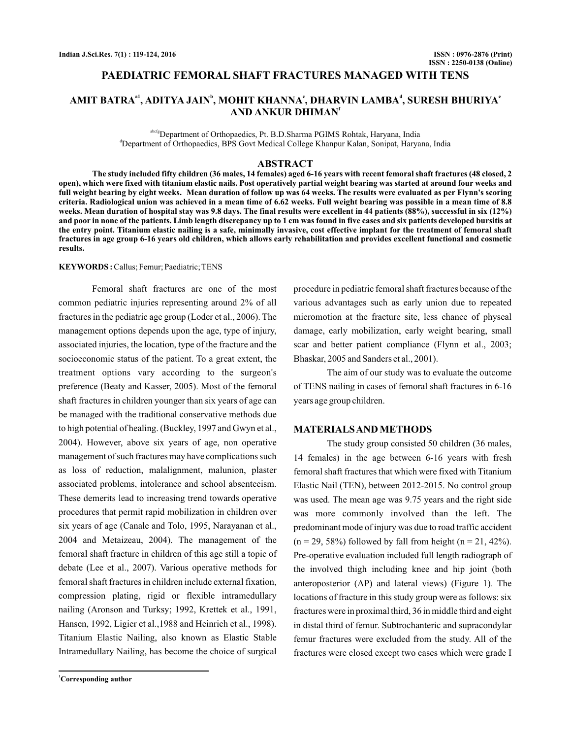# PAEDIATRIC FEMORAL SHAFT FRACTURES MANAGED WITH TENS

## AMIT BATRA[a1], ADITYA JAIN[b], MOHIT KHANNA[c], DHARVIN LAMBA[d], SURESH BHURIYA[e] AND ANKUR DHIMAN[f]

[abcfg]Department of Orthopaedics, Pt. B.D.Sharma PGIMS Rohtak, Haryana, India
[d]Department of Orthopaedics, BPS Govt Medical College Khanpur Kalan, Sonipat, Haryana, India

## ABSTRACT

**The study included fifty children (36 males, 14 females) aged 6-16 years with recent femoral shaft fractures (48 closed, 2 open), which were fixed with titanium elastic nails. Post operatively partial weight bearing was started at around four weeks and full weight bearing by eight weeks. Mean duration of follow up was 64 weeks. The results were evaluated as per Flynn's scoring criteria. Radiological union was achieved in a mean time of 6.62 weeks. Full weight bearing was possible in a mean time of 8.8 weeks. Mean duration of hospital stay was 9.8 days. The final results were excellent in 44 patients (88%), successful in six (12%) and poor in none of the patients. Limb length discrepancy up to 1 cm was found in five cases and six patients developed bursitis at the entry point. Titanium elastic nailing is a safe, minimally invasive, cost effective implant for the treatment of femoral shaft fractures in age group 6-16 years old children, which allows early rehabilitation and provides excellent functional and cosmetic results.**

**KEYWORDS :** Callus; Femur; Paediatric; TENS

Femoral shaft fractures are one of the most common pediatric injuries representing around 2% of all fractures in the pediatric age group (Loder et al., 2006). The management options depends upon the age, type of injury, associated injuries, the location, type of the fracture and the socioeconomic status of the patient. To a great extent, the treatment options vary according to the surgeon's preference (Beaty and Kasser, 2005). Most of the femoral shaft fractures in children younger than six years of age can be managed with the traditional conservative methods due to high potential of healing. (Buckley, 1997 and Gwyn et al., 2004). However, above six years of age, non operative management of such fractures may have complications such as loss of reduction, malalignment, malunion, plaster associated problems, intolerance and school absenteeism. These demerits lead to increasing trend towards operative procedures that permit rapid mobilization in children over six years of age (Canale and Tolo, 1995, Narayanan et al., 2004 and Metaizeau, 2004). The management of the femoral shaft fracture in children of this age still a topic of debate (Lee et al., 2007). Various operative methods for femoral shaft fractures in children include external fixation, compression plating, rigid or flexible intramedullary nailing (Aronson and Turksy; 1992, Krettek et al., 1991, Hansen, 1992, Ligier et al.,1988 and Heinrich et al., 1998). Titanium Elastic Nailing, also known as Elastic Stable Intramedullary Nailing, has become the choice of surgical procedure in pediatric femoral shaft fractures because of the various advantages such as early union due to repeated micromotion at the fracture site, less chance of physeal damage, early mobilization, early weight bearing, small scar and better patient compliance (Flynn et al., 2003; Bhaskar, 2005 and Sanders et al., 2001).

The aim of our study was to evaluate the outcome of TENS nailing in cases of femoral shaft fractures in 6-16 years age group children.

## MATERIALS AND METHODS

The study group consisted 50 children (36 males, 14 females) in the age between 6-16 years with fresh femoral shaft fractures that which were fixed with Titanium Elastic Nail (TEN), between 2012-2015. No control group was used. The mean age was 9.75 years and the right side was more commonly involved than the left. The predominant mode of injury was due to road traffic accident (n = 29, 58%) followed by fall from height (n = 21, 42%). Pre-operative evaluation included full length radiograph of the involved thigh including knee and hip joint (both anteroposterior (AP) and lateral views) (Figure 1). The locations of fracture in this study group were as follows: six fractures were in proximal third, 36 in middle third and eight in distal third of femur. Subtrochanteric and supracondylar femur fractures were excluded from the study. All of the fractures were closed except two cases which were grade I

[1]Corresponding author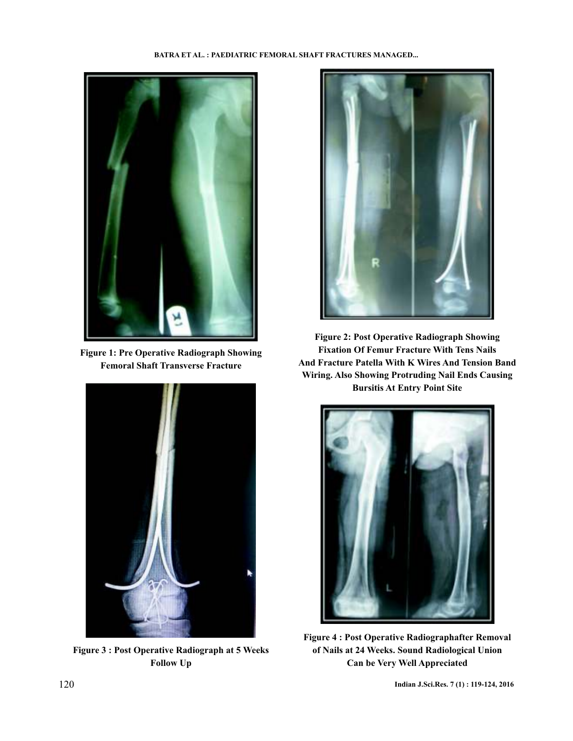Figure 1: Pre Operative Radiograph Showing Femoral Shaft Transverse Fracture

Figure 2: Post Operative Radiograph Showing Fixation Of Femur Fracture With Tens Nails And Fracture Patella With K Wires And Tension Band Wiring. Also Showing Protruding Nail Ends Causing Bursitis At Entry Point Site

Figure 3 : Post Operative Radiograph at 5 Weeks Follow Up

Figure 4 : Post Operative Radiographafter Removal of Nails at 24 Weeks. Sound Radiological Union Can be Very Well Appreciated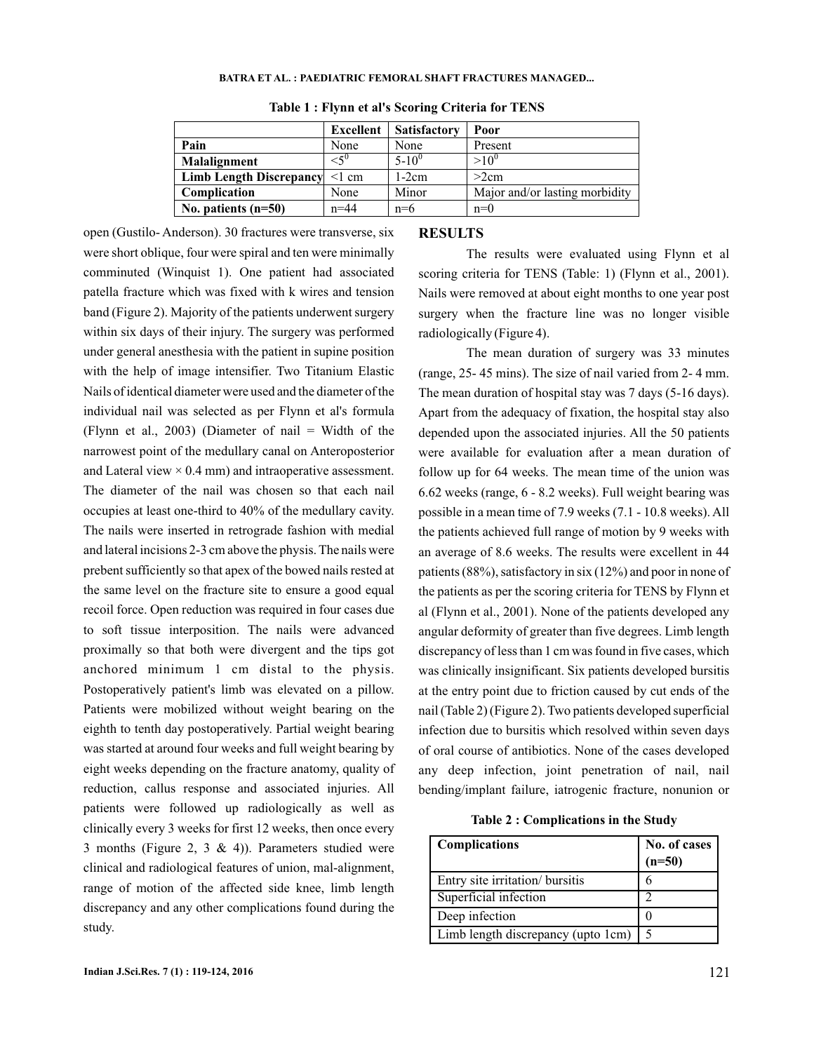**Table 1 : Flynn et al's Scoring Criteria for TENS**

| | Excellent | Satisfactory | Poor |
|---|---|---|---|
| **Pain** | None | None | Present |
| **Malalignment** | $<5^0$ | $5\text{-}10^0$ | $>10^0$ |
| **Limb Length Discrepancy** | <1 cm | 1-2cm | >2cm |
| **Complication** | None | Minor | Major and/or lasting morbidity |
| **No. patients (n=50)** | n=44 | n=6 | n=0 |

open (Gustilo- Anderson). 30 fractures were transverse, six were short oblique, four were spiral and ten were minimally comminuted (Winquist 1). One patient had associated patella fracture which was fixed with k wires and tension band (Figure 2). Majority of the patients underwent surgery within six days of their injury. The surgery was performed under general anesthesia with the patient in supine position with the help of image intensifier. Two Titanium Elastic Nails of identical diameter were used and the diameter of the individual nail was selected as per Flynn et al's formula (Flynn et al., 2003) (Diameter of nail = Width of the narrowest point of the medullary canal on Anteroposterior and Lateral view × 0.4 mm) and intraoperative assessment. The diameter of the nail was chosen so that each nail occupies at least one-third to 40% of the medullary cavity. The nails were inserted in retrograde fashion with medial and lateral incisions 2-3 cm above the physis. The nails were prebent sufficiently so that apex of the bowed nails rested at the same level on the fracture site to ensure a good equal recoil force. Open reduction was required in four cases due to soft tissue interposition. The nails were advanced proximally so that both were divergent and the tips got anchored minimum 1 cm distal to the physis. Postoperatively patient's limb was elevated on a pillow. Patients were mobilized without weight bearing on the eighth to tenth day postoperatively. Partial weight bearing was started at around four weeks and full weight bearing by eight weeks depending on the fracture anatomy, quality of reduction, callus response and associated injuries. All patients were followed up radiologically as well as clinically every 3 weeks for first 12 weeks, then once every 3 months (Figure 2, 3 & 4)). Parameters studied were clinical and radiological features of union, mal-alignment, range of motion of the affected side knee, limb length discrepancy and any other complications found during the study.

## RESULTS

The results were evaluated using Flynn et al scoring criteria for TENS (Table: 1) (Flynn et al., 2001). Nails were removed at about eight months to one year post surgery when the fracture line was no longer visible radiologically (Figure 4).

The mean duration of surgery was 33 minutes (range, 25- 45 mins). The size of nail varied from 2- 4 mm. The mean duration of hospital stay was 7 days (5-16 days). Apart from the adequacy of fixation, the hospital stay also depended upon the associated injuries. All the 50 patients were available for evaluation after a mean duration of follow up for 64 weeks. The mean time of the union was 6.62 weeks (range, 6 - 8.2 weeks). Full weight bearing was possible in a mean time of 7.9 weeks (7.1 - 10.8 weeks). All the patients achieved full range of motion by 9 weeks with an average of 8.6 weeks. The results were excellent in 44 patients (88%), satisfactory in six (12%) and poor in none of the patients as per the scoring criteria for TENS by Flynn et al (Flynn et al., 2001). None of the patients developed any angular deformity of greater than five degrees. Limb length discrepancy of less than 1 cm was found in five cases, which was clinically insignificant. Six patients developed bursitis at the entry point due to friction caused by cut ends of the nail (Table 2) (Figure 2). Two patients developed superficial infection due to bursitis which resolved within seven days of oral course of antibiotics. None of the cases developed any deep infection, joint penetration of nail, nail bending/implant failure, iatrogenic fracture, nonunion or

**Table 2 : Complications in the Study**

| Complications | No. of cases (n=50) |
|---|---|
| Entry site irritation/ bursitis | 6 |
| Superficial infection | 2 |
| Deep infection | 0 |
| Limb length discrepancy (upto 1cm) | 5 |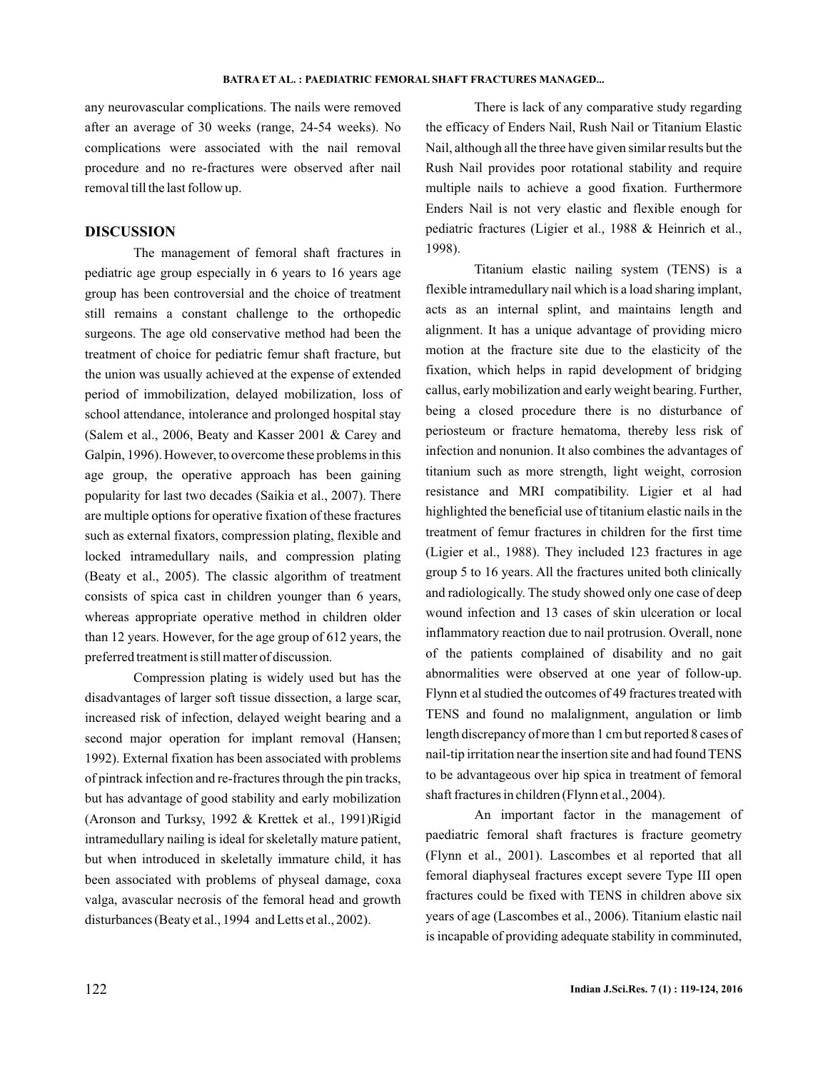any neurovascular complications. The nails were removed after an average of 30 weeks (range, 24-54 weeks). No complications were associated with the nail removal procedure and no re-fractures were observed after nail removal till the last follow up.

## DISCUSSION

The management of femoral shaft fractures in pediatric age group especially in 6 years to 16 years age group has been controversial and the choice of treatment still remains a constant challenge to the orthopedic surgeons. The age old conservative method had been the treatment of choice for pediatric femur shaft fracture, but the union was usually achieved at the expense of extended period of immobilization, delayed mobilization, loss of school attendance, intolerance and prolonged hospital stay (Salem et al., 2006, Beaty and Kasser 2001 & Carey and Galpin, 1996). However, to overcome these problems in this age group, the operative approach has been gaining popularity for last two decades (Saikia et al., 2007). There are multiple options for operative fixation of these fractures such as external fixators, compression plating, flexible and locked intramedullary nails, and compression plating (Beaty et al., 2005). The classic algorithm of treatment consists of spica cast in children younger than 6 years, whereas appropriate operative method in children older than 12 years. However, for the age group of 612 years, the preferred treatment is still matter of discussion.

Compression plating is widely used but has the disadvantages of larger soft tissue dissection, a large scar, increased risk of infection, delayed weight bearing and a second major operation for implant removal (Hansen; 1992). External fixation has been associated with problems of pintrack infection and re-fractures through the pin tracks, but has advantage of good stability and early mobilization (Aronson and Turksy, 1992 & Krettek et al., 1991)Rigid intramedullary nailing is ideal for skeletally mature patient, but when introduced in skeletally immature child, it has been associated with problems of physeal damage, coxa valga, avascular necrosis of the femoral head and growth disturbances (Beaty et al., 1994 and Letts et al., 2002).

There is lack of any comparative study regarding the efficacy of Enders Nail, Rush Nail or Titanium Elastic Nail, although all the three have given similar results but the Rush Nail provides poor rotational stability and require multiple nails to achieve a good fixation. Furthermore Enders Nail is not very elastic and flexible enough for pediatric fractures (Ligier et al., 1988 & Heinrich et al., 1998).

Titanium elastic nailing system (TENS) is a flexible intramedullary nail which is a load sharing implant, acts as an internal splint, and maintains length and alignment. It has a unique advantage of providing micro motion at the fracture site due to the elasticity of the fixation, which helps in rapid development of bridging callus, early mobilization and early weight bearing. Further, being a closed procedure there is no disturbance of periosteum or fracture hematoma, thereby less risk of infection and nonunion. It also combines the advantages of titanium such as more strength, light weight, corrosion resistance and MRI compatibility. Ligier et al had highlighted the beneficial use of titanium elastic nails in the treatment of femur fractures in children for the first time (Ligier et al., 1988). They included 123 fractures in age group 5 to 16 years. All the fractures united both clinically and radiologically. The study showed only one case of deep wound infection and 13 cases of skin ulceration or local inflammatory reaction due to nail protrusion. Overall, none of the patients complained of disability and no gait abnormalities were observed at one year of follow-up. Flynn et al studied the outcomes of 49 fractures treated with TENS and found no malalignment, angulation or limb length discrepancy of more than 1 cm but reported 8 cases of nail-tip irritation near the insertion site and had found TENS to be advantageous over hip spica in treatment of femoral shaft fractures in children (Flynn et al., 2004).

An important factor in the management of paediatric femoral shaft fractures is fracture geometry (Flynn et al., 2001). Lascombes et al reported that all femoral diaphyseal fractures except severe Type III open fractures could be fixed with TENS in children above six years of age (Lascombes et al., 2006). Titanium elastic nail is incapable of providing adequate stability in comminuted,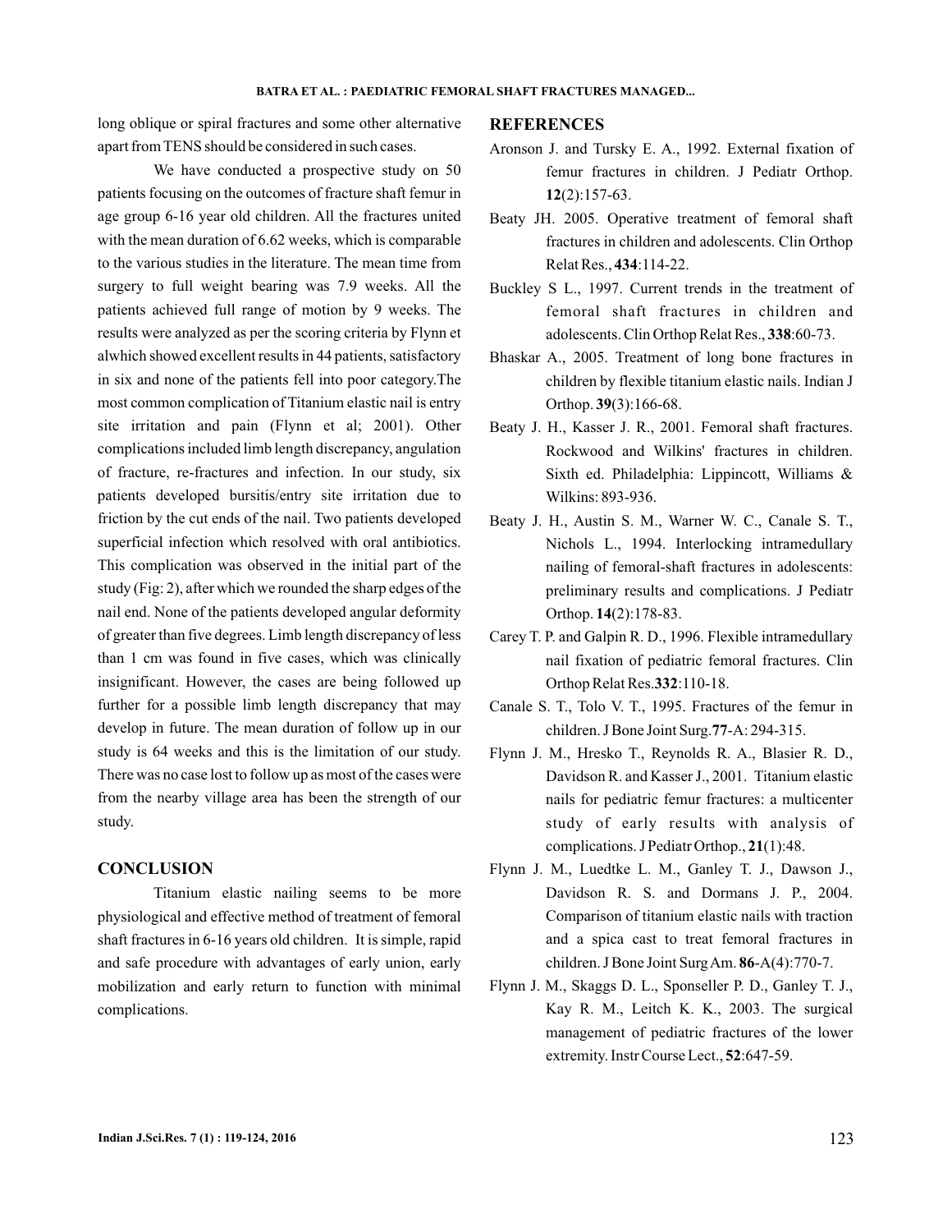long oblique or spiral fractures and some other alternative apart from TENS should be considered in such cases.

We have conducted a prospective study on 50 patients focusing on the outcomes of fracture shaft femur in age group 6-16 year old children. All the fractures united with the mean duration of 6.62 weeks, which is comparable to the various studies in the literature. The mean time from surgery to full weight bearing was 7.9 weeks. All the patients achieved full range of motion by 9 weeks. The results were analyzed as per the scoring criteria by Flynn et alwhich showed excellent results in 44 patients, satisfactory in six and none of the patients fell into poor category.The most common complication of Titanium elastic nail is entry site irritation and pain (Flynn et al; 2001). Other complications included limb length discrepancy, angulation of fracture, re-fractures and infection. In our study, six patients developed bursitis/entry site irritation due to friction by the cut ends of the nail. Two patients developed superficial infection which resolved with oral antibiotics. This complication was observed in the initial part of the study (Fig: 2), after which we rounded the sharp edges of the nail end. None of the patients developed angular deformity of greater than five degrees. Limb length discrepancy of less than 1 cm was found in five cases, which was clinically insignificant. However, the cases are being followed up further for a possible limb length discrepancy that may develop in future. The mean duration of follow up in our study is 64 weeks and this is the limitation of our study. There was no case lost to follow up as most of the cases were from the nearby village area has been the strength of our study.

## CONCLUSION

Titanium elastic nailing seems to be more physiological and effective method of treatment of femoral shaft fractures in 6-16 years old children. It is simple, rapid and safe procedure with advantages of early union, early mobilization and early return to function with minimal complications.

## REFERENCES

Aronson J. and Tursky E. A., 1992. External fixation of femur fractures in children. J Pediatr Orthop. **12**(2):157-63.

Beaty JH. 2005. Operative treatment of femoral shaft fractures in children and adolescents. Clin Orthop Relat Res., **434**:114-22.

Buckley S L., 1997. Current trends in the treatment of femoral shaft fractures in children and adolescents. Clin Orthop Relat Res., **338**:60-73.

Bhaskar A., 2005. Treatment of long bone fractures in children by flexible titanium elastic nails. Indian J Orthop. **39**(3):166-68.

Beaty J. H., Kasser J. R., 2001. Femoral shaft fractures. Rockwood and Wilkins' fractures in children. Sixth ed. Philadelphia: Lippincott, Williams & Wilkins: 893-936.

Beaty J. H., Austin S. M., Warner W. C., Canale S. T., Nichols L., 1994. Interlocking intramedullary nailing of femoral-shaft fractures in adolescents: preliminary results and complications. J Pediatr Orthop. **14**(2):178-83.

Carey T. P. and Galpin R. D., 1996. Flexible intramedullary nail fixation of pediatric femoral fractures. Clin Orthop Relat Res.**332**:110-18.

Canale S. T., Tolo V. T., 1995. Fractures of the femur in children. J Bone Joint Surg.**77**-A: 294-315.

Flynn J. M., Hresko T., Reynolds R. A., Blasier R. D., Davidson R. and Kasser J., 2001. Titanium elastic nails for pediatric femur fractures: a multicenter study of early results with analysis of complications. J Pediatr Orthop., **21**(1):48.

Flynn J. M., Luedtke L. M., Ganley T. J., Dawson J., Davidson R. S. and Dormans J. P., 2004. Comparison of titanium elastic nails with traction and a spica cast to treat femoral fractures in children. J Bone Joint Surg Am. **86**-A(4):770-7.

Flynn J. M., Skaggs D. L., Sponseller P. D., Ganley T. J., Kay R. M., Leitch K. K., 2003. The surgical management of pediatric fractures of the lower extremity. Instr Course Lect., **52**:647-59.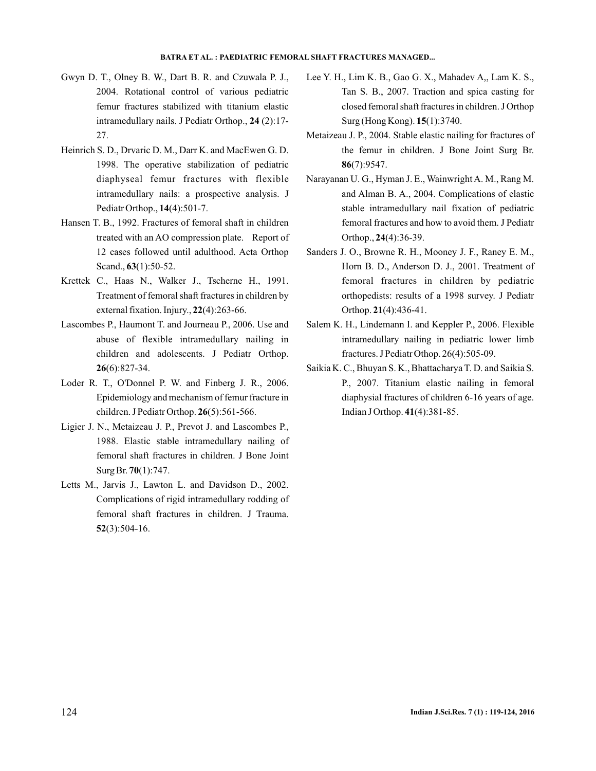Gwyn D. T., Olney B. W., Dart B. R. and Czuwala P. J., 2004. Rotational control of various pediatric femur fractures stabilized with titanium elastic intramedullary nails. J Pediatr Orthop., **24** (2):17-27.

Heinrich S. D., Drvaric D. M., Darr K. and MacEwen G. D. 1998. The operative stabilization of pediatric diaphyseal femur fractures with flexible intramedullary nails: a prospective analysis. J Pediatr Orthop., **14**(4):501-7.

Hansen T. B., 1992. Fractures of femoral shaft in children treated with an AO compression plate. Report of 12 cases followed until adulthood. Acta Orthop Scand., **63**(1):50-52.

Krettek C., Haas N., Walker J., Tscherne H., 1991. Treatment of femoral shaft fractures in children by external fixation. Injury., **22**(4):263-66.

Lascombes P., Haumont T. and Journeau P., 2006. Use and abuse of flexible intramedullary nailing in children and adolescents. J Pediatr Orthop. **26**(6):827-34.

Loder R. T., O'Donnel P. W. and Finberg J. R., 2006. Epidemiology and mechanism of femur fracture in children. J Pediatr Orthop. **26**(5):561-566.

Ligier J. N., Metaizeau J. P., Prevot J. and Lascombes P., 1988. Elastic stable intramedullary nailing of femoral shaft fractures in children. J Bone Joint Surg Br. **70**(1):747.

Letts M., Jarvis J., Lawton L. and Davidson D., 2002. Complications of rigid intramedullary rodding of femoral shaft fractures in children. J Trauma. **52**(3):504-16.

Lee Y. H., Lim K. B., Gao G. X., Mahadev A,, Lam K. S., Tan S. B., 2007. Traction and spica casting for closed femoral shaft fractures in children. J Orthop Surg (Hong Kong). **15**(1):3740.

Metaizeau J. P., 2004. Stable elastic nailing for fractures of the femur in children. J Bone Joint Surg Br. **86**(7):9547.

Narayanan U. G., Hyman J. E., Wainwright A. M., Rang M. and Alman B. A., 2004. Complications of elastic stable intramedullary nail fixation of pediatric femoral fractures and how to avoid them. J Pediatr Orthop., **24**(4):36-39.

Sanders J. O., Browne R. H., Mooney J. F., Raney E. M., Horn B. D., Anderson D. J., 2001. Treatment of femoral fractures in children by pediatric orthopedists: results of a 1998 survey. J Pediatr Orthop. **21**(4):436-41.

Salem K. H., Lindemann I. and Keppler P., 2006. Flexible intramedullary nailing in pediatric lower limb fractures. J Pediatr Othop. 26(4):505-09.

Saikia K. C., Bhuyan S. K., Bhattacharya T. D. and Saikia S. P., 2007. Titanium elastic nailing in femoral diaphysial fractures of children 6-16 years of age. Indian J Orthop. **41**(4):381-85.